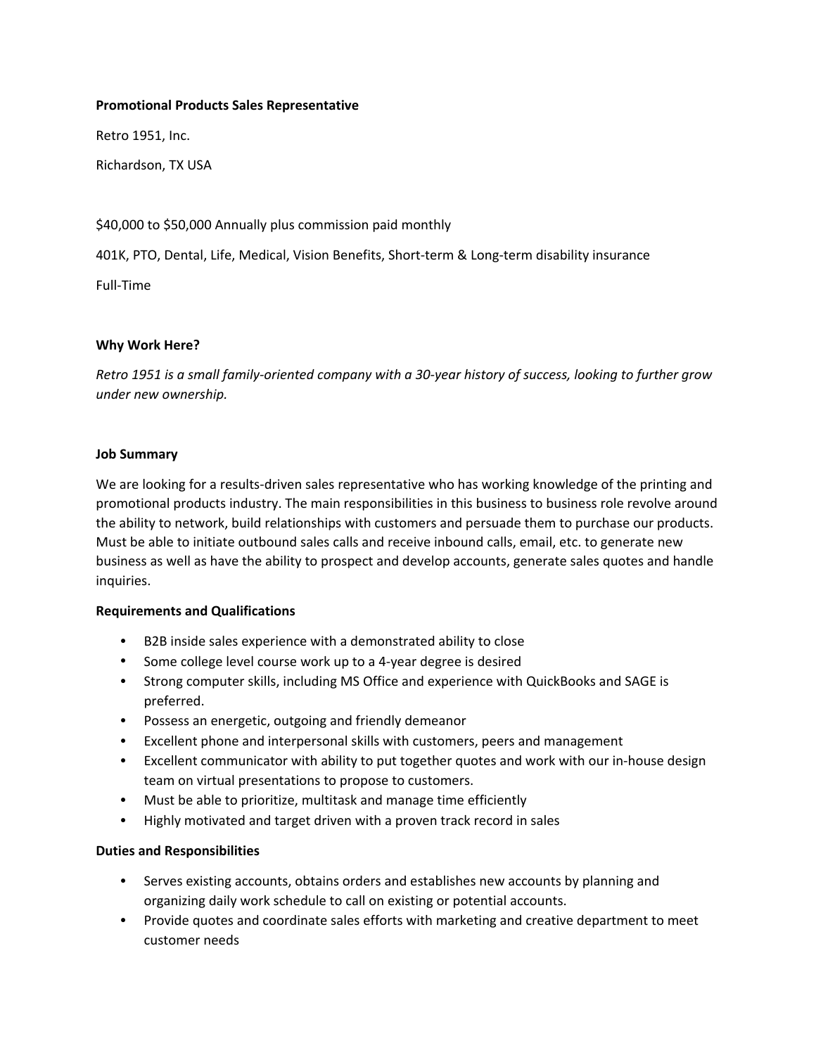**Promotional Products Sales Representative**

Retro 1951, Inc.

Richardson, TX USA

$40,000 to $50,000 Annually plus commission paid monthly

401K, PTO, Dental, Life, Medical, Vision Benefits, Short-term & Long-term disability insurance

Full-Time

**Why Work Here?**

*Retro 1951 is a small family-oriented company with a 30-year history of success, looking to further grow under new ownership.*

**Job Summary**

We are looking for a results-driven sales representative who has working knowledge of the printing and promotional products industry. The main responsibilities in this business to business role revolve around the ability to network, build relationships with customers and persuade them to purchase our products. Must be able to initiate outbound sales calls and receive inbound calls, email, etc. to generate new business as well as have the ability to prospect and develop accounts, generate sales quotes and handle inquiries.

**Requirements and Qualifications**

- B2B inside sales experience with a demonstrated ability to close
- Some college level course work up to a 4-year degree is desired
- Strong computer skills, including MS Office and experience with QuickBooks and SAGE is preferred.
- Possess an energetic, outgoing and friendly demeanor
- Excellent phone and interpersonal skills with customers, peers and management
- Excellent communicator with ability to put together quotes and work with our in-house design team on virtual presentations to propose to customers.
- Must be able to prioritize, multitask and manage time efficiently
- Highly motivated and target driven with a proven track record in sales

**Duties and Responsibilities**

- Serves existing accounts, obtains orders and establishes new accounts by planning and organizing daily work schedule to call on existing or potential accounts.
- Provide quotes and coordinate sales efforts with marketing and creative department to meet customer needs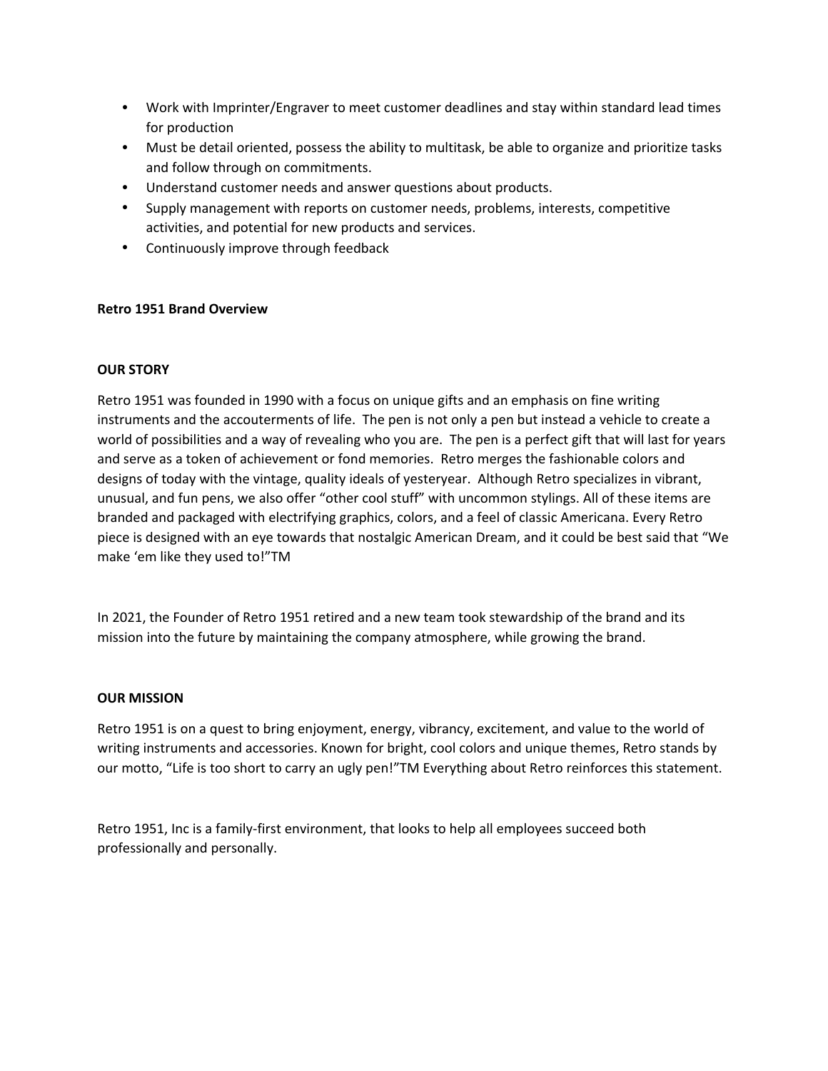- Work with Imprinter/Engraver to meet customer deadlines and stay within standard lead times for production
- Must be detail oriented, possess the ability to multitask, be able to organize and prioritize tasks and follow through on commitments.
- Understand customer needs and answer questions about products.
- Supply management with reports on customer needs, problems, interests, competitive activities, and potential for new products and services.
- Continuously improve through feedback

**Retro 1951 Brand Overview**

**OUR STORY**

Retro 1951 was founded in 1990 with a focus on unique gifts and an emphasis on fine writing instruments and the accouterments of life. The pen is not only a pen but instead a vehicle to create a world of possibilities and a way of revealing who you are. The pen is a perfect gift that will last for years and serve as a token of achievement or fond memories. Retro merges the fashionable colors and designs of today with the vintage, quality ideals of yesteryear. Although Retro specializes in vibrant, unusual, and fun pens, we also offer "other cool stuff" with uncommon stylings. All of these items are branded and packaged with electrifying graphics, colors, and a feel of classic Americana. Every Retro piece is designed with an eye towards that nostalgic American Dream, and it could be best said that "We make 'em like they used to!"TM

In 2021, the Founder of Retro 1951 retired and a new team took stewardship of the brand and its mission into the future by maintaining the company atmosphere, while growing the brand.

**OUR MISSION**

Retro 1951 is on a quest to bring enjoyment, energy, vibrancy, excitement, and value to the world of writing instruments and accessories. Known for bright, cool colors and unique themes, Retro stands by our motto, "Life is too short to carry an ugly pen!"TM Everything about Retro reinforces this statement.

Retro 1951, Inc is a family-first environment, that looks to help all employees succeed both professionally and personally.